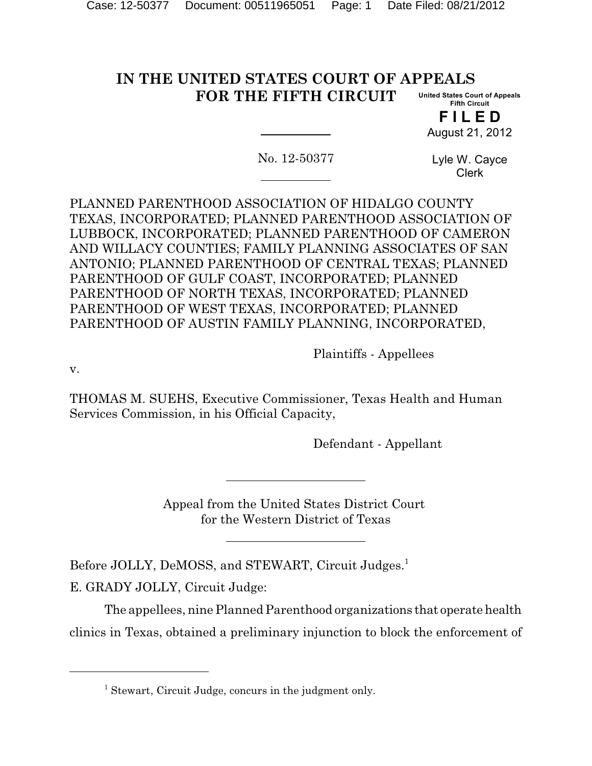# IN THE UNITED STATES COURT OF APPEALS FOR THE FIFTH CIRCUIT

United States Court of Appeals
Fifth Circuit

**F I L E D**

August 21, 2012

Lyle W. Cayce
Clerk

No. 12-50377

PLANNED PARENTHOOD ASSOCIATION OF HIDALGO COUNTY TEXAS, INCORPORATED; PLANNED PARENTHOOD ASSOCIATION OF LUBBOCK, INCORPORATED; PLANNED PARENTHOOD OF CAMERON AND WILLACY COUNTIES; FAMILY PLANNING ASSOCIATES OF SAN ANTONIO; PLANNED PARENTHOOD OF CENTRAL TEXAS; PLANNED PARENTHOOD OF GULF COAST, INCORPORATED; PLANNED PARENTHOOD OF NORTH TEXAS, INCORPORATED; PLANNED PARENTHOOD OF WEST TEXAS, INCORPORATED; PLANNED PARENTHOOD OF AUSTIN FAMILY PLANNING, INCORPORATED,

Plaintiffs - Appellees

v.

THOMAS M. SUEHS, Executive Commissioner, Texas Health and Human Services Commission, in his Official Capacity,

Defendant - Appellant

Appeal from the United States District Court
for the Western District of Texas

Before JOLLY, DeMOSS, and STEWART, Circuit Judges.[1]

E. GRADY JOLLY, Circuit Judge:

The appellees, nine Planned Parenthood organizations that operate health clinics in Texas, obtained a preliminary injunction to block the enforcement of

[1] Stewart, Circuit Judge, concurs in the judgment only.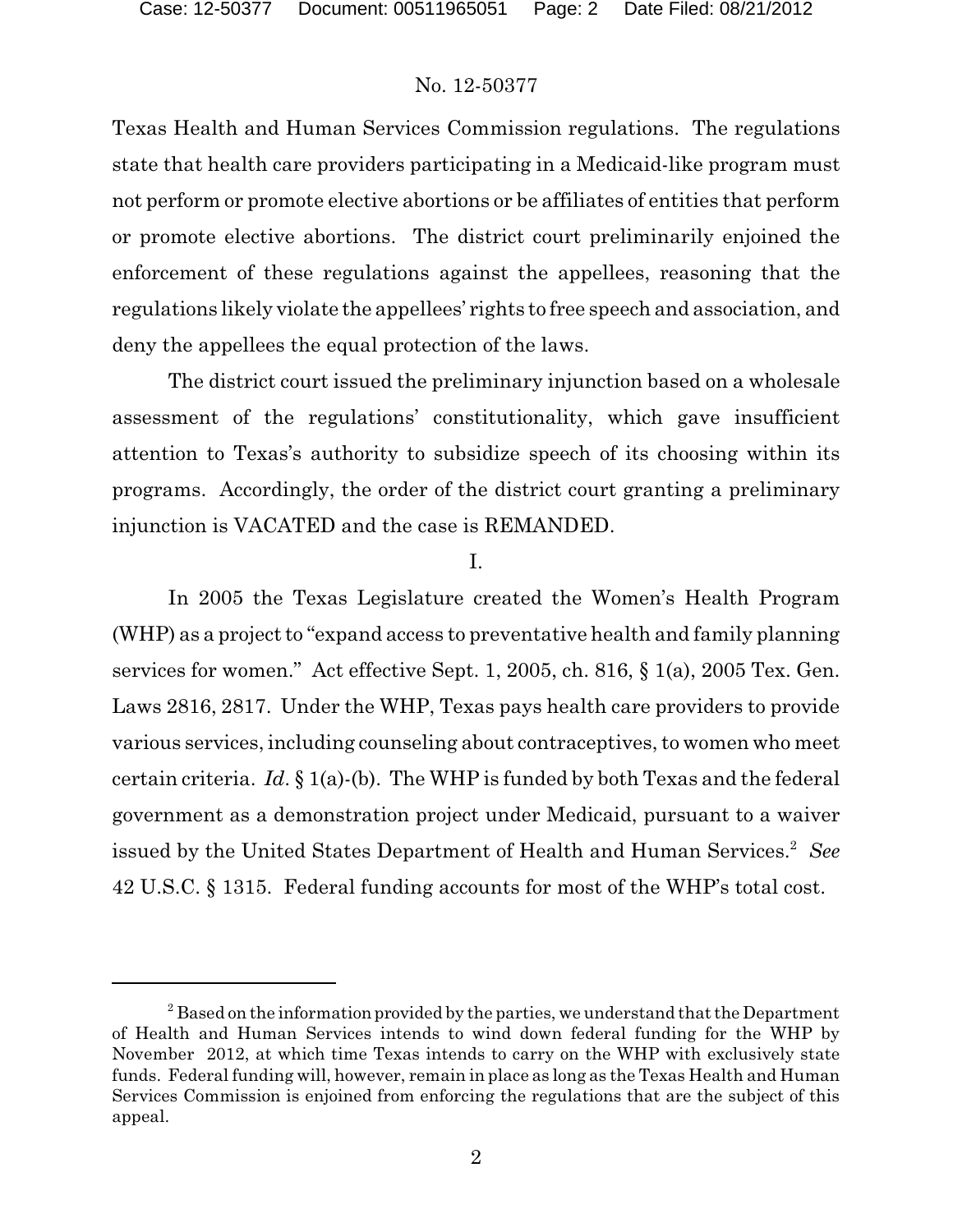Texas Health and Human Services Commission regulations. The regulations state that health care providers participating in a Medicaid-like program must not perform or promote elective abortions or be affiliates of entities that perform or promote elective abortions. The district court preliminarily enjoined the enforcement of these regulations against the appellees, reasoning that the regulations likely violate the appellees' rights to free speech and association, and deny the appellees the equal protection of the laws.

The district court issued the preliminary injunction based on a wholesale assessment of the regulations' constitutionality, which gave insufficient attention to Texas's authority to subsidize speech of its choosing within its programs. Accordingly, the order of the district court granting a preliminary injunction is VACATED and the case is REMANDED.

## I.

In 2005 the Texas Legislature created the Women's Health Program (WHP) as a project to "expand access to preventative health and family planning services for women." Act effective Sept. 1, 2005, ch. 816, § 1(a), 2005 Tex. Gen. Laws 2816, 2817. Under the WHP, Texas pays health care providers to provide various services, including counseling about contraceptives, to women who meet certain criteria. *Id.* § 1(a)-(b). The WHP is funded by both Texas and the federal government as a demonstration project under Medicaid, pursuant to a waiver issued by the United States Department of Health and Human Services.[2] *See* 42 U.S.C. § 1315. Federal funding accounts for most of the WHP's total cost.

---

[2] Based on the information provided by the parties, we understand that the Department of Health and Human Services intends to wind down federal funding for the WHP by November 2012, at which time Texas intends to carry on the WHP with exclusively state funds. Federal funding will, however, remain in place as long as the Texas Health and Human Services Commission is enjoined from enforcing the regulations that are the subject of this appeal.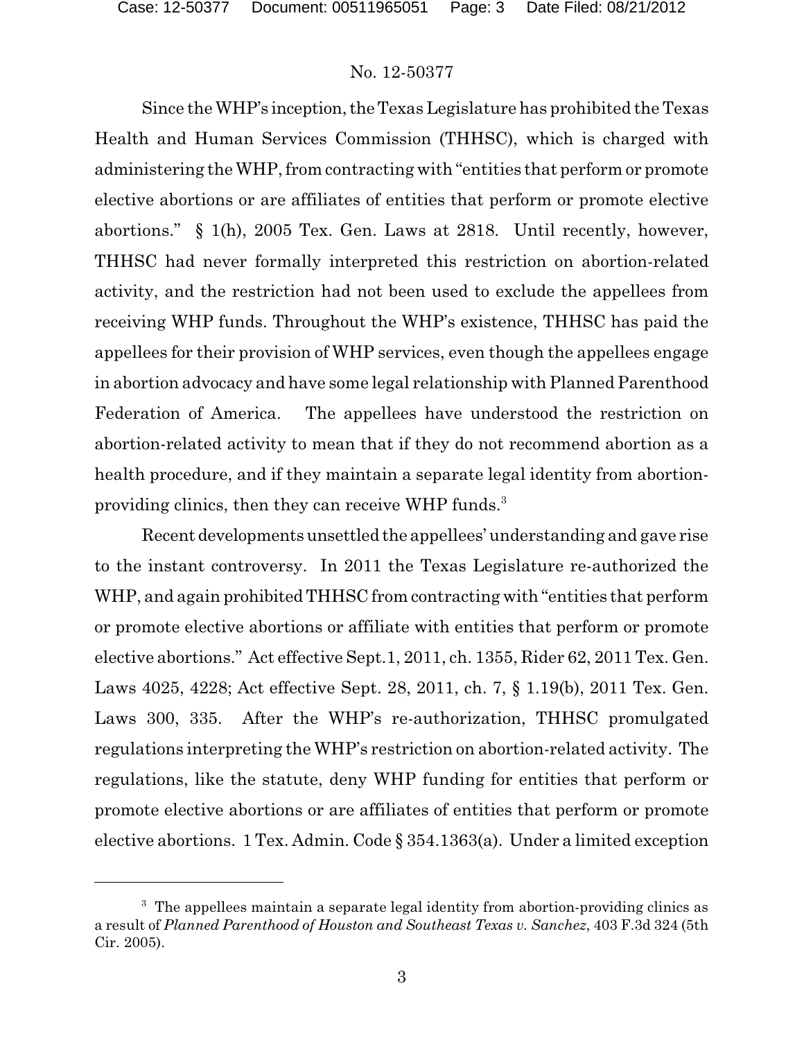Since the WHP's inception, the Texas Legislature has prohibited the Texas Health and Human Services Commission (THHSC), which is charged with administering the WHP, from contracting with "entities that perform or promote elective abortions or are affiliates of entities that perform or promote elective abortions." § 1(h), 2005 Tex. Gen. Laws at 2818. Until recently, however, THHSC had never formally interpreted this restriction on abortion-related activity, and the restriction had not been used to exclude the appellees from receiving WHP funds. Throughout the WHP's existence, THHSC has paid the appellees for their provision of WHP services, even though the appellees engage in abortion advocacy and have some legal relationship with Planned Parenthood Federation of America. The appellees have understood the restriction on abortion-related activity to mean that if they do not recommend abortion as a health procedure, and if they maintain a separate legal identity from abortion-providing clinics, then they can receive WHP funds.[3]

Recent developments unsettled the appellees' understanding and gave rise to the instant controversy. In 2011 the Texas Legislature re-authorized the WHP, and again prohibited THHSC from contracting with "entities that perform or promote elective abortions or affiliate with entities that perform or promote elective abortions." Act effective Sept.1, 2011, ch. 1355, Rider 62, 2011 Tex. Gen. Laws 4025, 4228; Act effective Sept. 28, 2011, ch. 7, § 1.19(b), 2011 Tex. Gen. Laws 300, 335. After the WHP's re-authorization, THHSC promulgated regulations interpreting the WHP's restriction on abortion-related activity. The regulations, like the statute, deny WHP funding for entities that perform or promote elective abortions or are affiliates of entities that perform or promote elective abortions. 1 Tex. Admin. Code § 354.1363(a). Under a limited exception

---

[3] The appellees maintain a separate legal identity from abortion-providing clinics as a result of *Planned Parenthood of Houston and Southeast Texas v. Sanchez*, 403 F.3d 324 (5th Cir. 2005).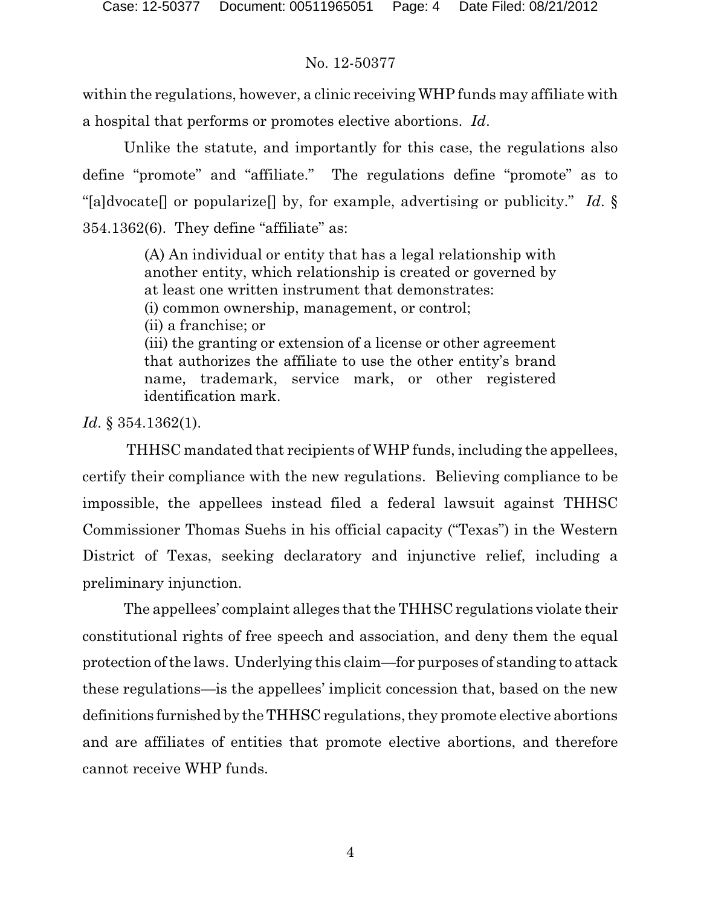within the regulations, however, a clinic receiving WHP funds may affiliate with a hospital that performs or promotes elective abortions. *Id*.

Unlike the statute, and importantly for this case, the regulations also define "promote" and "affiliate." The regulations define "promote" as to "[a]dvocate[] or popularize[] by, for example, advertising or publicity." *Id*. § 354.1362(6). They define "affiliate" as:

> (A) An individual or entity that has a legal relationship with another entity, which relationship is created or governed by at least one written instrument that demonstrates:
> (i) common ownership, management, or control;
> (ii) a franchise; or
> (iii) the granting or extension of a license or other agreement that authorizes the affiliate to use the other entity's brand name, trademark, service mark, or other registered identification mark.

*Id*. § 354.1362(1).

THHSC mandated that recipients of WHP funds, including the appellees, certify their compliance with the new regulations. Believing compliance to be impossible, the appellees instead filed a federal lawsuit against THHSC Commissioner Thomas Suehs in his official capacity ("Texas") in the Western District of Texas, seeking declaratory and injunctive relief, including a preliminary injunction.

The appellees' complaint alleges that the THHSC regulations violate their constitutional rights of free speech and association, and deny them the equal protection of the laws. Underlying this claim—for purposes of standing to attack these regulations—is the appellees' implicit concession that, based on the new definitions furnished by the THHSC regulations, they promote elective abortions and are affiliates of entities that promote elective abortions, and therefore cannot receive WHP funds.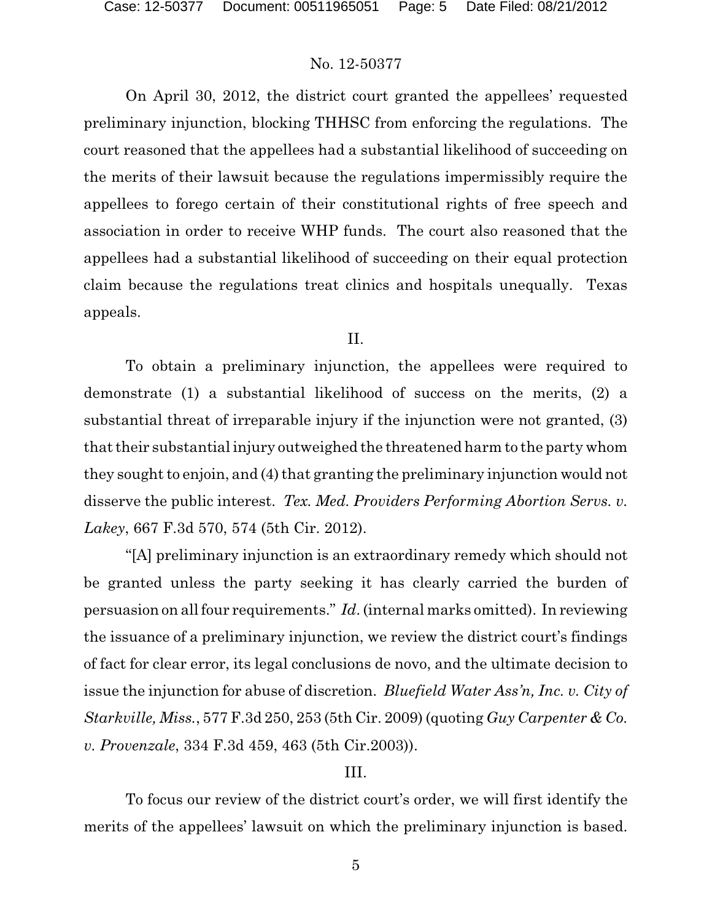On April 30, 2012, the district court granted the appellees' requested preliminary injunction, blocking THHSC from enforcing the regulations. The court reasoned that the appellees had a substantial likelihood of succeeding on the merits of their lawsuit because the regulations impermissibly require the appellees to forego certain of their constitutional rights of free speech and association in order to receive WHP funds. The court also reasoned that the appellees had a substantial likelihood of succeeding on their equal protection claim because the regulations treat clinics and hospitals unequally. Texas appeals.

## II.

To obtain a preliminary injunction, the appellees were required to demonstrate (1) a substantial likelihood of success on the merits, (2) a substantial threat of irreparable injury if the injunction were not granted, (3) that their substantial injury outweighed the threatened harm to the party whom they sought to enjoin, and (4) that granting the preliminary injunction would not disserve the public interest. *Tex. Med. Providers Performing Abortion Servs. v. Lakey*, 667 F.3d 570, 574 (5th Cir. 2012).

"[A] preliminary injunction is an extraordinary remedy which should not be granted unless the party seeking it has clearly carried the burden of persuasion on all four requirements." *Id*. (internal marks omitted). In reviewing the issuance of a preliminary injunction, we review the district court's findings of fact for clear error, its legal conclusions de novo, and the ultimate decision to issue the injunction for abuse of discretion. *Bluefield Water Ass'n, Inc. v. City of Starkville, Miss.*, 577 F.3d 250, 253 (5th Cir. 2009) (quoting *Guy Carpenter & Co. v. Provenzale*, 334 F.3d 459, 463 (5th Cir.2003)).

## III.

To focus our review of the district court's order, we will first identify the merits of the appellees' lawsuit on which the preliminary injunction is based.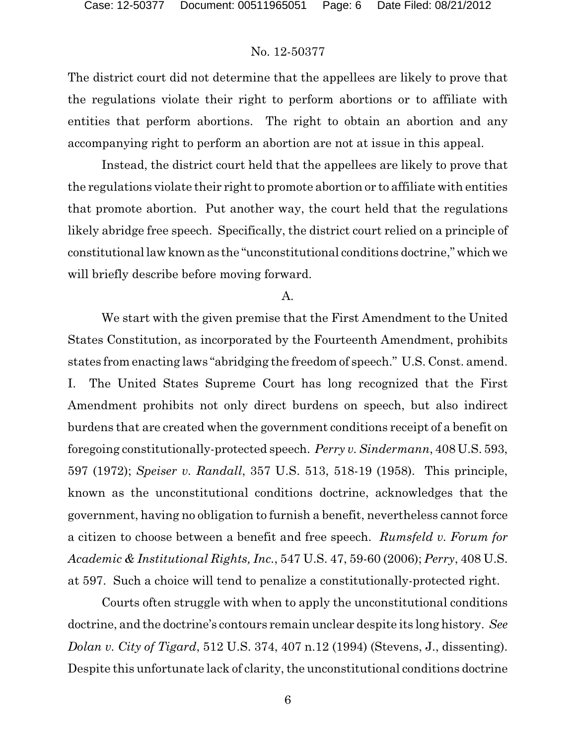The district court did not determine that the appellees are likely to prove that the regulations violate their right to perform abortions or to affiliate with entities that perform abortions. The right to obtain an abortion and any accompanying right to perform an abortion are not at issue in this appeal.

Instead, the district court held that the appellees are likely to prove that the regulations violate their right to promote abortion or to affiliate with entities that promote abortion. Put another way, the court held that the regulations likely abridge free speech. Specifically, the district court relied on a principle of constitutional law known as the "unconstitutional conditions doctrine," which we will briefly describe before moving forward.

A.

We start with the given premise that the First Amendment to the United States Constitution, as incorporated by the Fourteenth Amendment, prohibits states from enacting laws "abridging the freedom of speech." U.S. Const. amend. I. The United States Supreme Court has long recognized that the First Amendment prohibits not only direct burdens on speech, but also indirect burdens that are created when the government conditions receipt of a benefit on foregoing constitutionally-protected speech. *Perry v. Sindermann*, 408 U.S. 593, 597 (1972); *Speiser v. Randall*, 357 U.S. 513, 518-19 (1958). This principle, known as the unconstitutional conditions doctrine, acknowledges that the government, having no obligation to furnish a benefit, nevertheless cannot force a citizen to choose between a benefit and free speech. *Rumsfeld v. Forum for Academic & Institutional Rights, Inc.*, 547 U.S. 47, 59-60 (2006); *Perry*, 408 U.S. at 597. Such a choice will tend to penalize a constitutionally-protected right.

Courts often struggle with when to apply the unconstitutional conditions doctrine, and the doctrine's contours remain unclear despite its long history. *See Dolan v. City of Tigard*, 512 U.S. 374, 407 n.12 (1994) (Stevens, J., dissenting). Despite this unfortunate lack of clarity, the unconstitutional conditions doctrine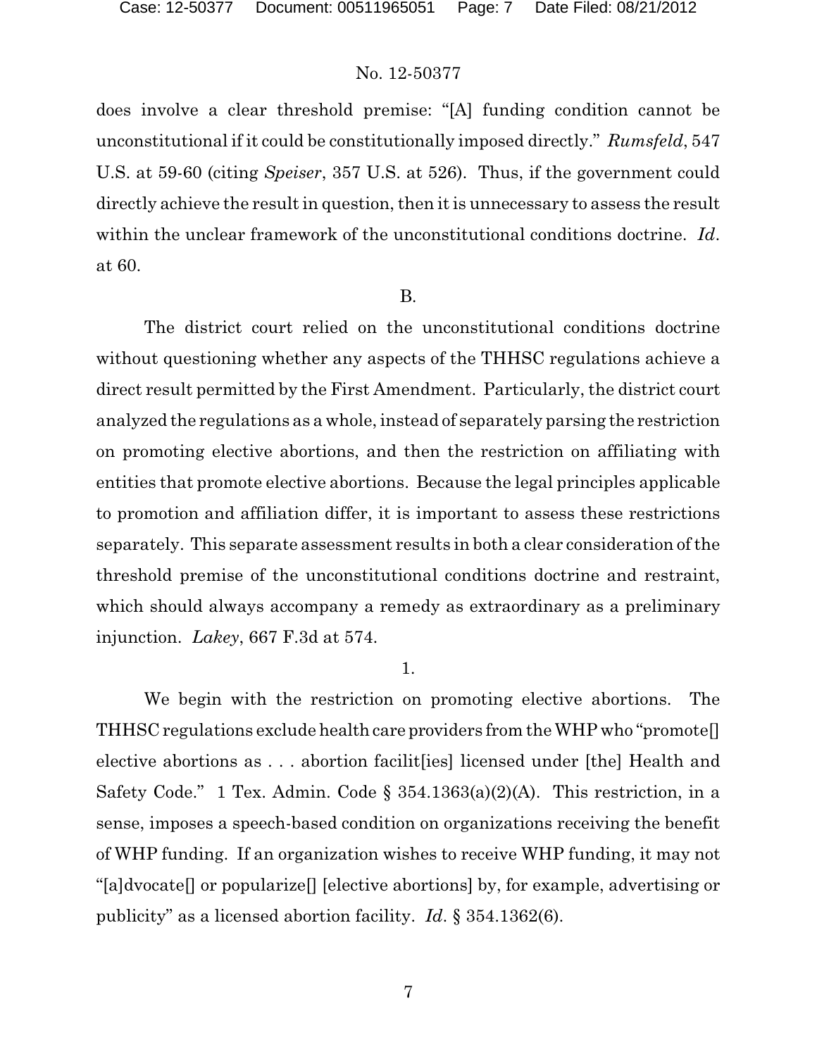does involve a clear threshold premise: "[A] funding condition cannot be unconstitutional if it could be constitutionally imposed directly." *Rumsfeld*, 547 U.S. at 59-60 (citing *Speiser*, 357 U.S. at 526). Thus, if the government could directly achieve the result in question, then it is unnecessary to assess the result within the unclear framework of the unconstitutional conditions doctrine. *Id*. at 60.

B.

The district court relied on the unconstitutional conditions doctrine without questioning whether any aspects of the THHSC regulations achieve a direct result permitted by the First Amendment. Particularly, the district court analyzed the regulations as a whole, instead of separately parsing the restriction on promoting elective abortions, and then the restriction on affiliating with entities that promote elective abortions. Because the legal principles applicable to promotion and affiliation differ, it is important to assess these restrictions separately. This separate assessment results in both a clear consideration of the threshold premise of the unconstitutional conditions doctrine and restraint, which should always accompany a remedy as extraordinary as a preliminary injunction. *Lakey*, 667 F.3d at 574.

1.

We begin with the restriction on promoting elective abortions. The THHSC regulations exclude health care providers from the WHP who "promote[] elective abortions as . . . abortion facilit[ies] licensed under [the] Health and Safety Code." 1 Tex. Admin. Code § 354.1363(a)(2)(A). This restriction, in a sense, imposes a speech-based condition on organizations receiving the benefit of WHP funding. If an organization wishes to receive WHP funding, it may not "[a]dvocate[] or popularize[] [elective abortions] by, for example, advertising or publicity" as a licensed abortion facility. *Id*. § 354.1362(6).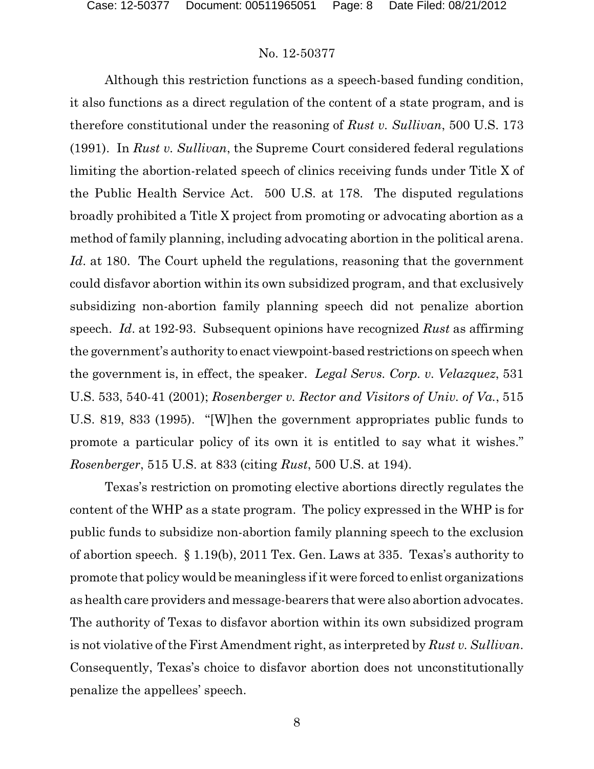No. 12-50377

Although this restriction functions as a speech-based funding condition, it also functions as a direct regulation of the content of a state program, and is therefore constitutional under the reasoning of *Rust v. Sullivan*, 500 U.S. 173 (1991). In *Rust v. Sullivan*, the Supreme Court considered federal regulations limiting the abortion-related speech of clinics receiving funds under Title X of the Public Health Service Act. 500 U.S. at 178. The disputed regulations broadly prohibited a Title X project from promoting or advocating abortion as a method of family planning, including advocating abortion in the political arena. *Id*. at 180. The Court upheld the regulations, reasoning that the government could disfavor abortion within its own subsidized program, and that exclusively subsidizing non-abortion family planning speech did not penalize abortion speech. *Id*. at 192-93. Subsequent opinions have recognized *Rust* as affirming the government's authority to enact viewpoint-based restrictions on speech when the government is, in effect, the speaker. *Legal Servs. Corp. v. Velazquez*, 531 U.S. 533, 540-41 (2001); *Rosenberger v. Rector and Visitors of Univ. of Va.*, 515 U.S. 819, 833 (1995). "[W]hen the government appropriates public funds to promote a particular policy of its own it is entitled to say what it wishes." *Rosenberger*, 515 U.S. at 833 (citing *Rust*, 500 U.S. at 194).

Texas's restriction on promoting elective abortions directly regulates the content of the WHP as a state program. The policy expressed in the WHP is for public funds to subsidize non-abortion family planning speech to the exclusion of abortion speech. § 1.19(b), 2011 Tex. Gen. Laws at 335. Texas's authority to promote that policy would be meaningless if it were forced to enlist organizations as health care providers and message-bearers that were also abortion advocates. The authority of Texas to disfavor abortion within its own subsidized program is not violative of the First Amendment right, as interpreted by *Rust v. Sullivan*. Consequently, Texas's choice to disfavor abortion does not unconstitutionally penalize the appellees' speech.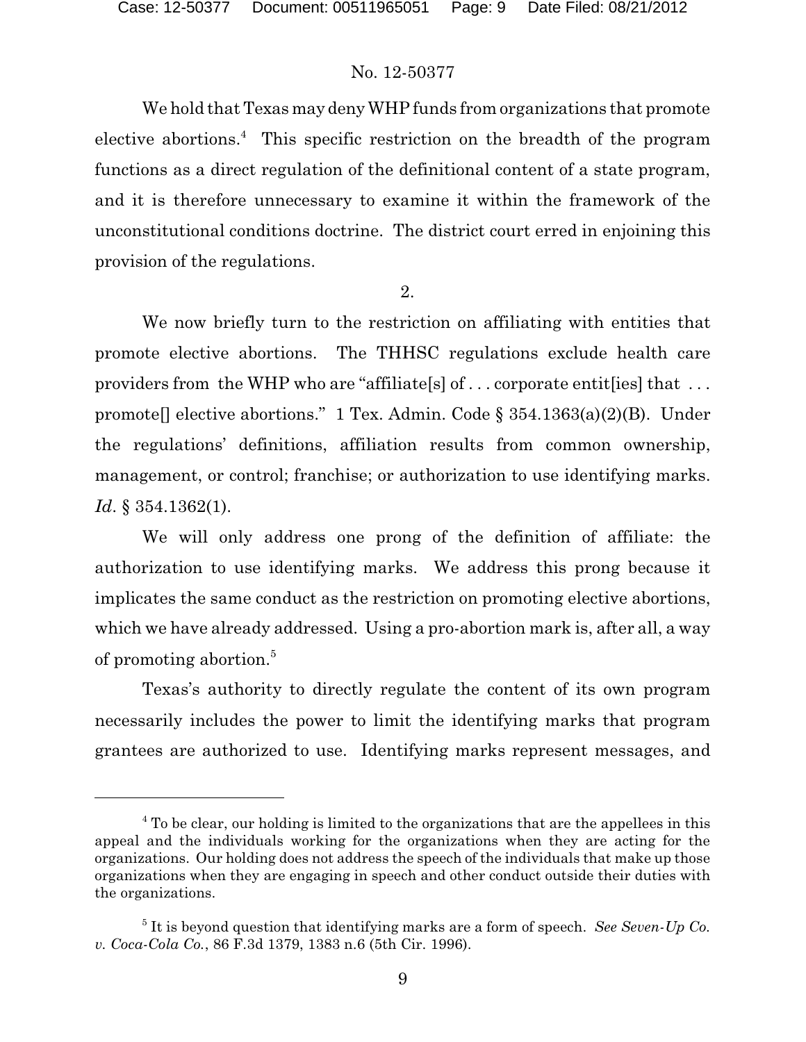We hold that Texas may deny WHP funds from organizations that promote elective abortions.[4] This specific restriction on the breadth of the program functions as a direct regulation of the definitional content of a state program, and it is therefore unnecessary to examine it within the framework of the unconstitutional conditions doctrine. The district court erred in enjoining this provision of the regulations.

2.

We now briefly turn to the restriction on affiliating with entities that promote elective abortions. The THHSC regulations exclude health care providers from the WHP who are "affiliate[s] of . . . corporate entit[ies] that . . . promote[] elective abortions." 1 Tex. Admin. Code § 354.1363(a)(2)(B). Under the regulations' definitions, affiliation results from common ownership, management, or control; franchise; or authorization to use identifying marks. *Id*. § 354.1362(1).

We will only address one prong of the definition of affiliate: the authorization to use identifying marks. We address this prong because it implicates the same conduct as the restriction on promoting elective abortions, which we have already addressed. Using a pro-abortion mark is, after all, a way of promoting abortion.[5]

Texas's authority to directly regulate the content of its own program necessarily includes the power to limit the identifying marks that program grantees are authorized to use. Identifying marks represent messages, and

---

[4] To be clear, our holding is limited to the organizations that are the appellees in this appeal and the individuals working for the organizations when they are acting for the organizations. Our holding does not address the speech of the individuals that make up those organizations when they are engaging in speech and other conduct outside their duties with the organizations.

[5] It is beyond question that identifying marks are a form of speech. *See Seven-Up Co. v. Coca-Cola Co.*, 86 F.3d 1379, 1383 n.6 (5th Cir. 1996).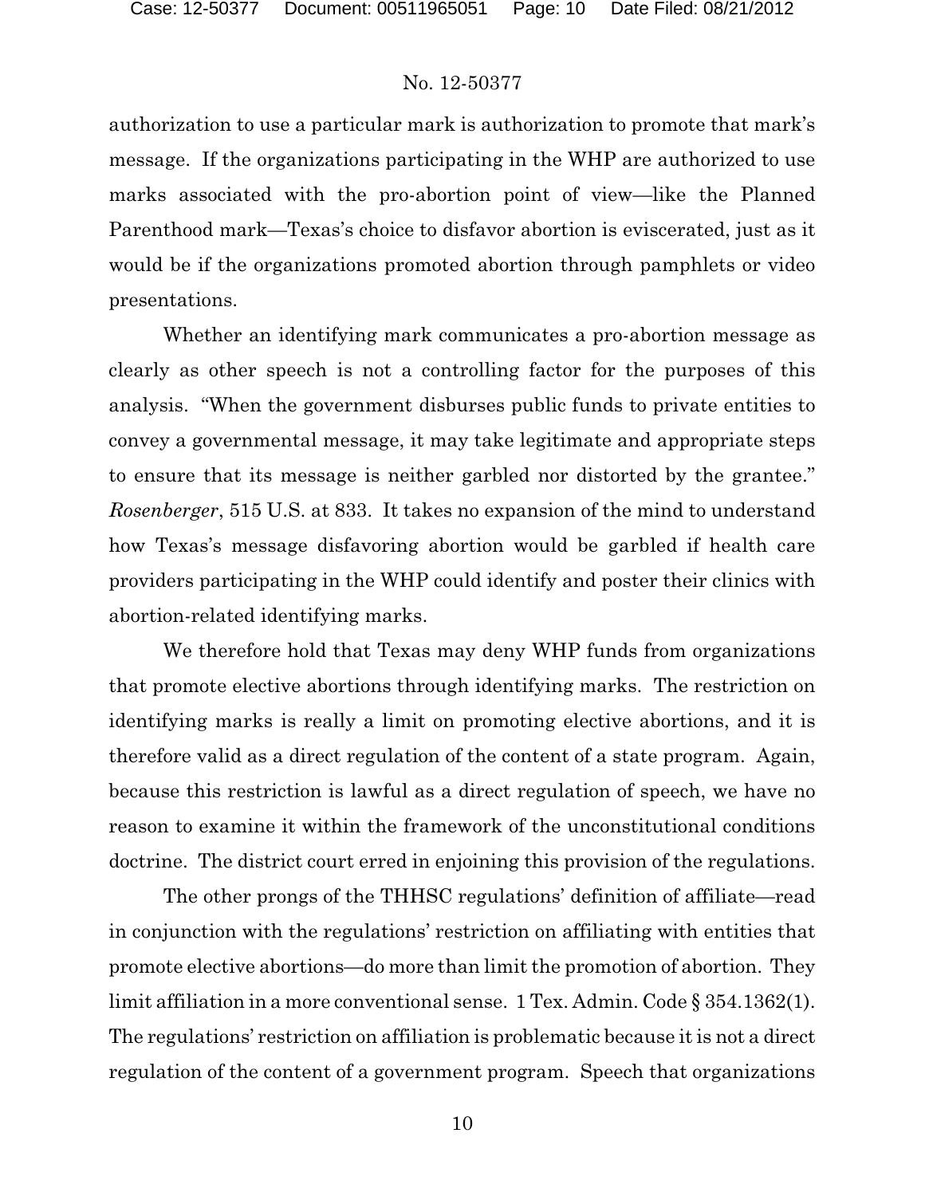authorization to use a particular mark is authorization to promote that mark's message. If the organizations participating in the WHP are authorized to use marks associated with the pro-abortion point of view—like the Planned Parenthood mark—Texas's choice to disfavor abortion is eviscerated, just as it would be if the organizations promoted abortion through pamphlets or video presentations.

Whether an identifying mark communicates a pro-abortion message as clearly as other speech is not a controlling factor for the purposes of this analysis. "When the government disburses public funds to private entities to convey a governmental message, it may take legitimate and appropriate steps to ensure that its message is neither garbled nor distorted by the grantee." *Rosenberger*, 515 U.S. at 833. It takes no expansion of the mind to understand how Texas's message disfavoring abortion would be garbled if health care providers participating in the WHP could identify and poster their clinics with abortion-related identifying marks.

We therefore hold that Texas may deny WHP funds from organizations that promote elective abortions through identifying marks. The restriction on identifying marks is really a limit on promoting elective abortions, and it is therefore valid as a direct regulation of the content of a state program. Again, because this restriction is lawful as a direct regulation of speech, we have no reason to examine it within the framework of the unconstitutional conditions doctrine. The district court erred in enjoining this provision of the regulations.

The other prongs of the THHSC regulations' definition of affiliate—read in conjunction with the regulations' restriction on affiliating with entities that promote elective abortions—do more than limit the promotion of abortion. They limit affiliation in a more conventional sense. 1 Tex. Admin. Code § 354.1362(1). The regulations' restriction on affiliation is problematic because it is not a direct regulation of the content of a government program. Speech that organizations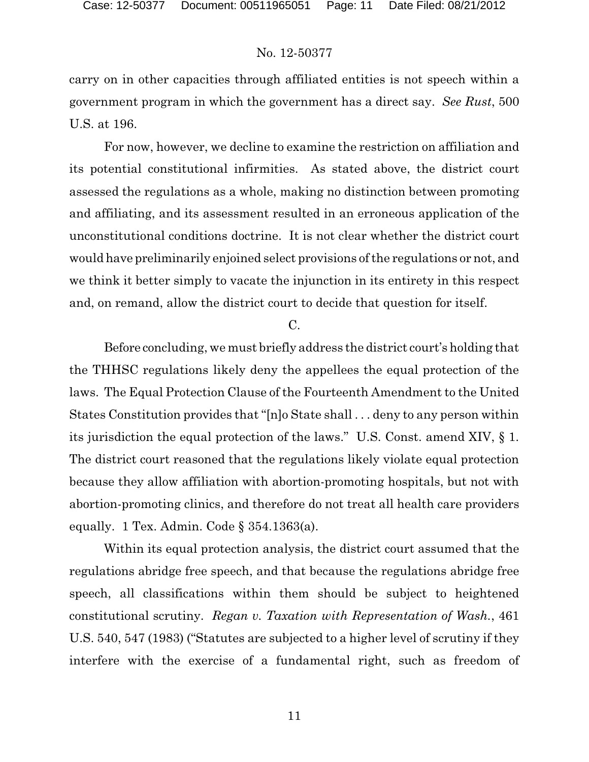carry on in other capacities through affiliated entities is not speech within a government program in which the government has a direct say. *See Rust*, 500 U.S. at 196.

For now, however, we decline to examine the restriction on affiliation and its potential constitutional infirmities. As stated above, the district court assessed the regulations as a whole, making no distinction between promoting and affiliating, and its assessment resulted in an erroneous application of the unconstitutional conditions doctrine. It is not clear whether the district court would have preliminarily enjoined select provisions of the regulations or not, and we think it better simply to vacate the injunction in its entirety in this respect and, on remand, allow the district court to decide that question for itself.

C.

Before concluding, we must briefly address the district court's holding that the THHSC regulations likely deny the appellees the equal protection of the laws. The Equal Protection Clause of the Fourteenth Amendment to the United States Constitution provides that "[n]o State shall . . . deny to any person within its jurisdiction the equal protection of the laws." U.S. Const. amend XIV, § 1. The district court reasoned that the regulations likely violate equal protection because they allow affiliation with abortion-promoting hospitals, but not with abortion-promoting clinics, and therefore do not treat all health care providers equally. 1 Tex. Admin. Code § 354.1363(a).

Within its equal protection analysis, the district court assumed that the regulations abridge free speech, and that because the regulations abridge free speech, all classifications within them should be subject to heightened constitutional scrutiny. *Regan v. Taxation with Representation of Wash.*, 461 U.S. 540, 547 (1983) ("Statutes are subjected to a higher level of scrutiny if they interfere with the exercise of a fundamental right, such as freedom of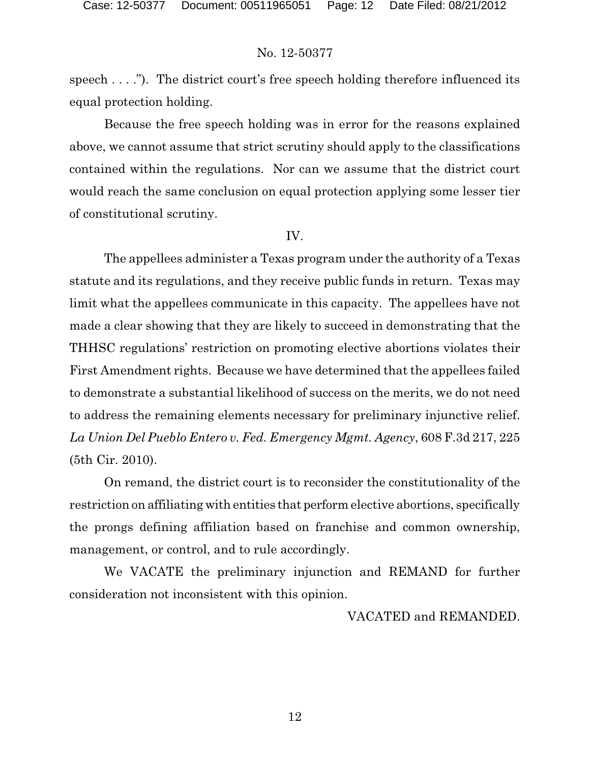speech . . . ."). The district court's free speech holding therefore influenced its equal protection holding.

Because the free speech holding was in error for the reasons explained above, we cannot assume that strict scrutiny should apply to the classifications contained within the regulations. Nor can we assume that the district court would reach the same conclusion on equal protection applying some lesser tier of constitutional scrutiny.

## IV.

The appellees administer a Texas program under the authority of a Texas statute and its regulations, and they receive public funds in return. Texas may limit what the appellees communicate in this capacity. The appellees have not made a clear showing that they are likely to succeed in demonstrating that the THHSC regulations' restriction on promoting elective abortions violates their First Amendment rights. Because we have determined that the appellees failed to demonstrate a substantial likelihood of success on the merits, we do not need to address the remaining elements necessary for preliminary injunctive relief. *La Union Del Pueblo Entero v. Fed. Emergency Mgmt. Agency*, 608 F.3d 217, 225 (5th Cir. 2010).

On remand, the district court is to reconsider the constitutionality of the restriction on affiliating with entities that perform elective abortions, specifically the prongs defining affiliation based on franchise and common ownership, management, or control, and to rule accordingly.

We VACATE the preliminary injunction and REMAND for further consideration not inconsistent with this opinion.

VACATED and REMANDED.